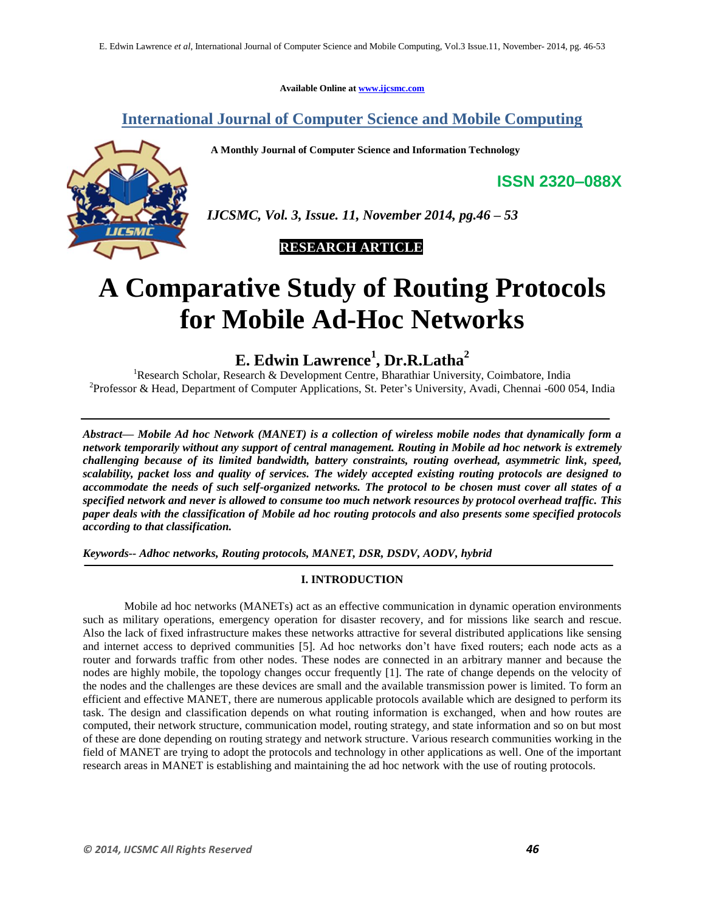Available Online at www.ijcsmc.com

## International Journal of Computer Science and Mobile Computing

**A Monthly Journal of Computer Science and Information Technology**

**ISSN 2320–088X**

***IJCSMC, Vol. 3, Issue. 11, November 2014, pg.46 – 53***

**RESEARCH ARTICLE**

# A Comparative Study of Routing Protocols for Mobile Ad-Hoc Networks

**E. Edwin Lawrence[1], Dr.R.Latha[2]**

[1]Research Scholar, Research & Development Centre, Bharathiar University, Coimbatore, India
[2]Professor & Head, Department of Computer Applications, St. Peter's University, Avadi, Chennai -600 054, India

***Abstract— Mobile Ad hoc Network (MANET) is a collection of wireless mobile nodes that dynamically form a network temporarily without any support of central management. Routing in Mobile ad hoc network is extremely challenging because of its limited bandwidth, battery constraints, routing overhead, asymmetric link, speed, scalability, packet loss and quality of services. The widely accepted existing routing protocols are designed to accommodate the needs of such self-organized networks. The protocol to be chosen must cover all states of a specified network and never is allowed to consume too much network resources by protocol overhead traffic. This paper deals with the classification of Mobile ad hoc routing protocols and also presents some specified protocols according to that classification.***

***Keywords-- Adhoc networks, Routing protocols, MANET, DSR, DSDV, AODV, hybrid***

## I. INTRODUCTION

Mobile ad hoc networks (MANETs) act as an effective communication in dynamic operation environments such as military operations, emergency operation for disaster recovery, and for missions like search and rescue. Also the lack of fixed infrastructure makes these networks attractive for several distributed applications like sensing and internet access to deprived communities [5]. Ad hoc networks don't have fixed routers; each node acts as a router and forwards traffic from other nodes. These nodes are connected in an arbitrary manner and because the nodes are highly mobile, the topology changes occur frequently [1]. The rate of change depends on the velocity of the nodes and the challenges are these devices are small and the available transmission power is limited. To form an efficient and effective MANET, there are numerous applicable protocols available which are designed to perform its task. The design and classification depends on what routing information is exchanged, when and how routes are computed, their network structure, communication model, routing strategy, and state information and so on but most of these are done depending on routing strategy and network structure. Various research communities working in the field of MANET are trying to adopt the protocols and technology in other applications as well. One of the important research areas in MANET is establishing and maintaining the ad hoc network with the use of routing protocols.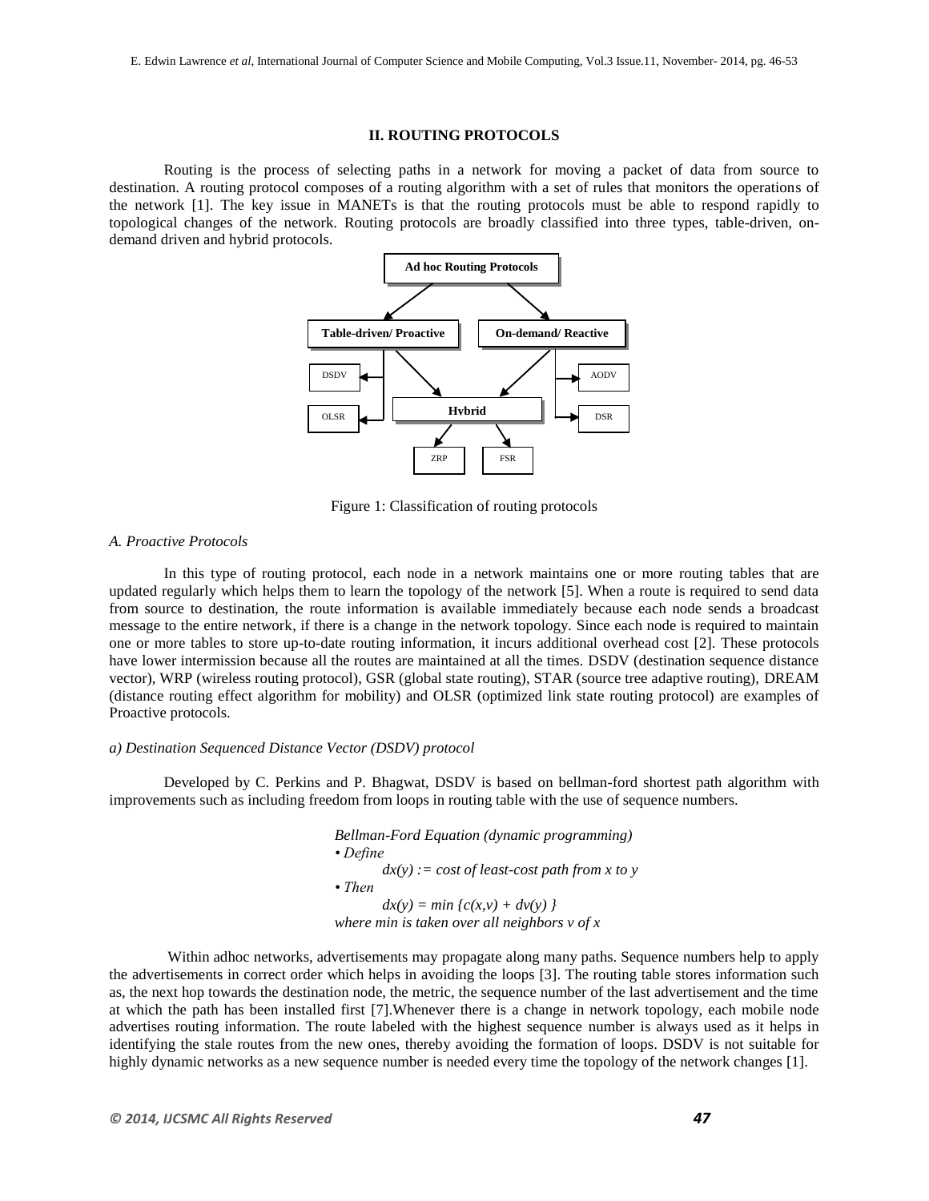## II. ROUTING PROTOCOLS

Routing is the process of selecting paths in a network for moving a packet of data from source to destination. A routing protocol composes of a routing algorithm with a set of rules that monitors the operations of the network [1]. The key issue in MANETs is that the routing protocols must be able to respond rapidly to topological changes of the network. Routing protocols are broadly classified into three types, table-driven, on-demand driven and hybrid protocols.

Figure 1: Classification of routing protocols

### A. Proactive Protocols

In this type of routing protocol, each node in a network maintains one or more routing tables that are updated regularly which helps them to learn the topology of the network [5]. When a route is required to send data from source to destination, the route information is available immediately because each node sends a broadcast message to the entire network, if there is a change in the network topology. Since each node is required to maintain one or more tables to store up-to-date routing information, it incurs additional overhead cost [2]. These protocols have lower intermission because all the routes are maintained at all the times. DSDV (destination sequence distance vector), WRP (wireless routing protocol), GSR (global state routing), STAR (source tree adaptive routing), DREAM (distance routing effect algorithm for mobility) and OLSR (optimized link state routing protocol) are examples of Proactive protocols.

#### a) Destination Sequenced Distance Vector (DSDV) protocol

Developed by C. Perkins and P. Bhagwat, DSDV is based on bellman-ford shortest path algorithm with improvements such as including freedom from loops in routing table with the use of sequence numbers.

*Bellman-Ford Equation (dynamic programming)*
- *Define*

  $d_x(y) :=$ *cost of least-cost path from x to y*
- *Then*

  $d_x(y) = \min \{c(x,v) + d_v(y) \}$

*where min is taken over all neighbors v of x*

Within adhoc networks, advertisements may propagate along many paths. Sequence numbers help to apply the advertisements in correct order which helps in avoiding the loops [3]. The routing table stores information such as, the next hop towards the destination node, the metric, the sequence number of the last advertisement and the time at which the path has been installed first [7].Whenever there is a change in network topology, each mobile node advertises routing information. The route labeled with the highest sequence number is always used as it helps in identifying the stale routes from the new ones, thereby avoiding the formation of loops. DSDV is not suitable for highly dynamic networks as a new sequence number is needed every time the topology of the network changes [1].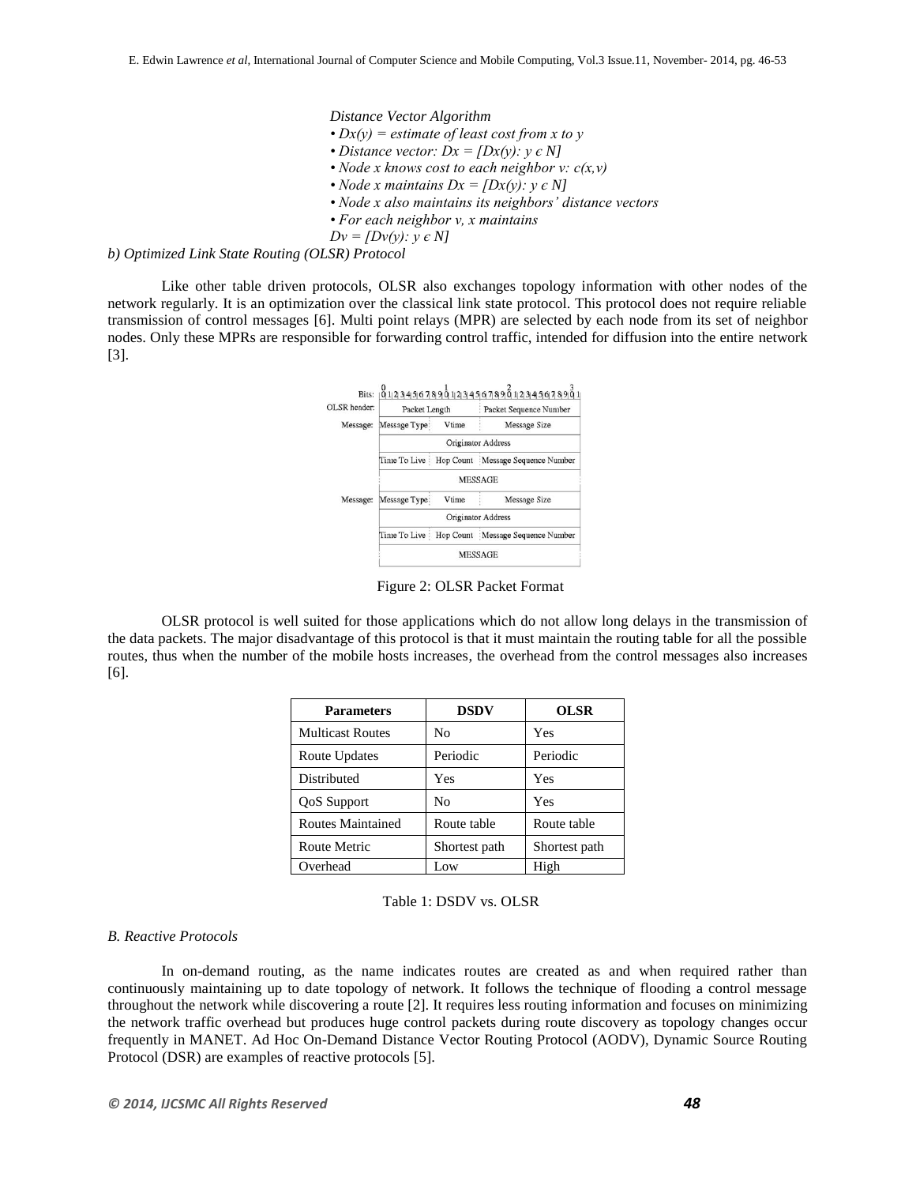*Distance Vector Algorithm*

- *$Dx(y)$ = estimate of least cost from x to y*
- *Distance vector: $Dx = [Dx(y): y \in N]$*
- *Node x knows cost to each neighbor v: $c(x,v)$*
- *Node x maintains $Dx = [Dx(y): y \in N]$*
- *Node x also maintains its neighbors' distance vectors*
- *For each neighbor v, x maintains*

  *$Dv = [Dv(y): y \in N]$*

*b) Optimized Link State Routing (OLSR) Protocol*

Like other table driven protocols, OLSR also exchanges topology information with other nodes of the network regularly. It is an optimization over the classical link state protocol. This protocol does not require reliable transmission of control messages [6]. Multi point relays (MPR) are selected by each node from its set of neighbor nodes. Only these MPRs are responsible for forwarding control traffic, intended for diffusion into the entire network [3].

| Bits: | 0–7 | 8–15 | 16–31 |
|---|---|---|---|
| OLSR header: | Packet Length | | Packet Sequence Number |
| Message: | Message Type | Vtime | Message Size |
| | Originator Address | | |
| | Time To Live | Hop Count | Message Sequence Number |
| | MESSAGE | | |
| Message: | Message Type | Vtime | Message Size |
| | Originator Address | | |
| | Time To Live | Hop Count | Message Sequence Number |
| | MESSAGE | | |

Figure 2: OLSR Packet Format

OLSR protocol is well suited for those applications which do not allow long delays in the transmission of the data packets. The major disadvantage of this protocol is that it must maintain the routing table for all the possible routes, thus when the number of the mobile hosts increases, the overhead from the control messages also increases [6].

| Parameters | DSDV | OLSR |
|---|---|---|
| Multicast Routes | No | Yes |
| Route Updates | Periodic | Periodic |
| Distributed | Yes | Yes |
| QoS Support | No | Yes |
| Routes Maintained | Route table | Route table |
| Route Metric | Shortest path | Shortest path |
| Overhead | Low | High |

Table 1: DSDV vs. OLSR

*B. Reactive Protocols*

In on-demand routing, as the name indicates routes are created as and when required rather than continuously maintaining up to date topology of network. It follows the technique of flooding a control message throughout the network while discovering a route [2]. It requires less routing information and focuses on minimizing the network traffic overhead but produces huge control packets during route discovery as topology changes occur frequently in MANET. Ad Hoc On-Demand Distance Vector Routing Protocol (AODV), Dynamic Source Routing Protocol (DSR) are examples of reactive protocols [5].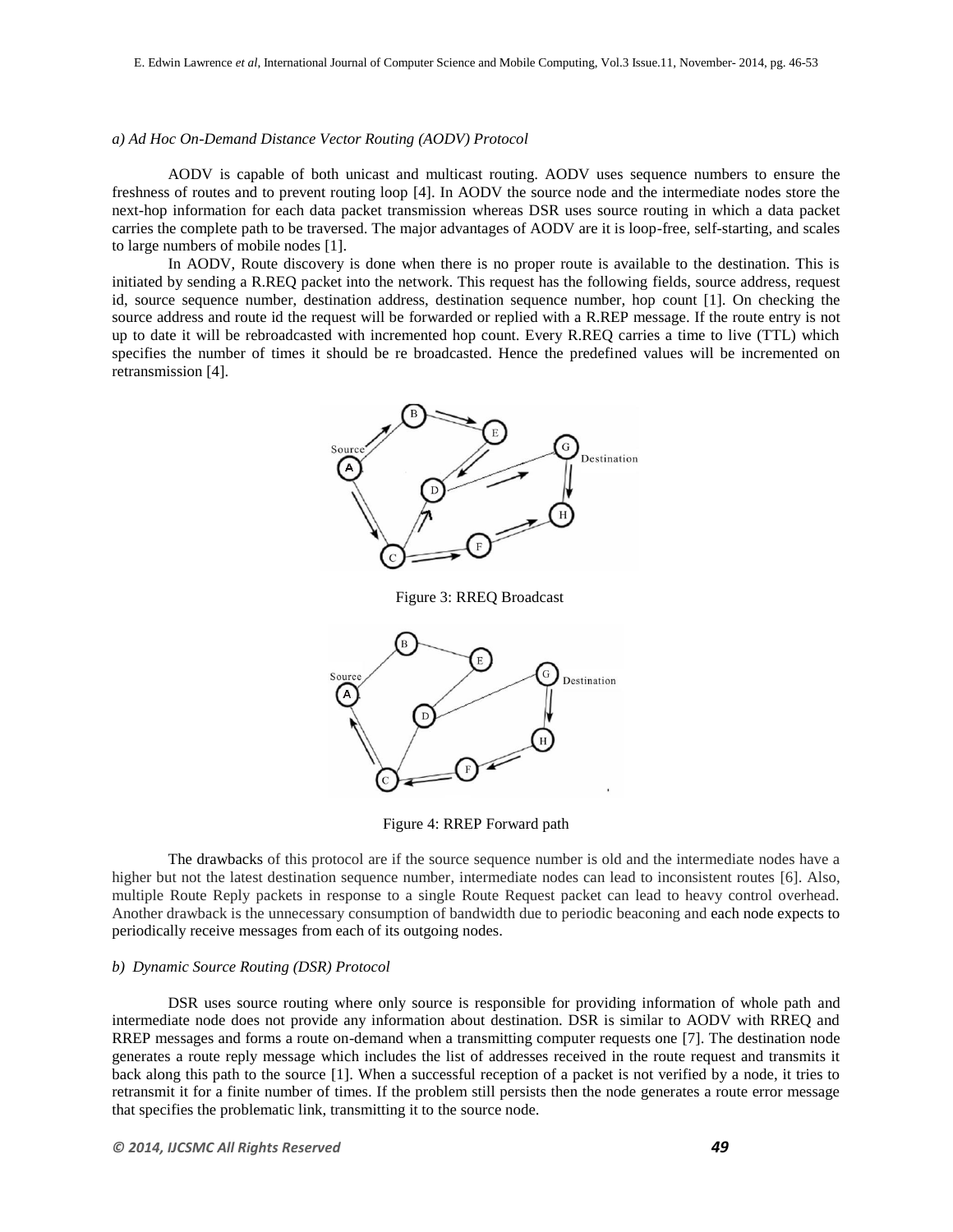*a) Ad Hoc On-Demand Distance Vector Routing (AODV) Protocol*

AODV is capable of both unicast and multicast routing. AODV uses sequence numbers to ensure the freshness of routes and to prevent routing loop [4]. In AODV the source node and the intermediate nodes store the next-hop information for each data packet transmission whereas DSR uses source routing in which a data packet carries the complete path to be traversed. The major advantages of AODV are it is loop-free, self-starting, and scales to large numbers of mobile nodes [1].

In AODV, Route discovery is done when there is no proper route is available to the destination. This is initiated by sending a R.REQ packet into the network. This request has the following fields, source address, request id, source sequence number, destination address, destination sequence number, hop count [1]. On checking the source address and route id the request will be forwarded or replied with a R.REP message. If the route entry is not up to date it will be rebroadcasted with incremented hop count. Every R.REQ carries a time to live (TTL) which specifies the number of times it should be re broadcasted. Hence the predefined values will be incremented on retransmission [4].

Figure 3: RREQ Broadcast

Figure 4: RREP Forward path

The drawbacks of this protocol are if the source sequence number is old and the intermediate nodes have a higher but not the latest destination sequence number, intermediate nodes can lead to inconsistent routes [6]. Also, multiple Route Reply packets in response to a single Route Request packet can lead to heavy control overhead. Another drawback is the unnecessary consumption of bandwidth due to periodic beaconing and each node expects to periodically receive messages from each of its outgoing nodes.

*b) Dynamic Source Routing (DSR) Protocol*

DSR uses source routing where only source is responsible for providing information of whole path and intermediate node does not provide any information about destination. DSR is similar to AODV with RREQ and RREP messages and forms a route on-demand when a transmitting computer requests one [7]. The destination node generates a route reply message which includes the list of addresses received in the route request and transmits it back along this path to the source [1]. When a successful reception of a packet is not verified by a node, it tries to retransmit it for a finite number of times. If the problem still persists then the node generates a route error message that specifies the problematic link, transmitting it to the source node.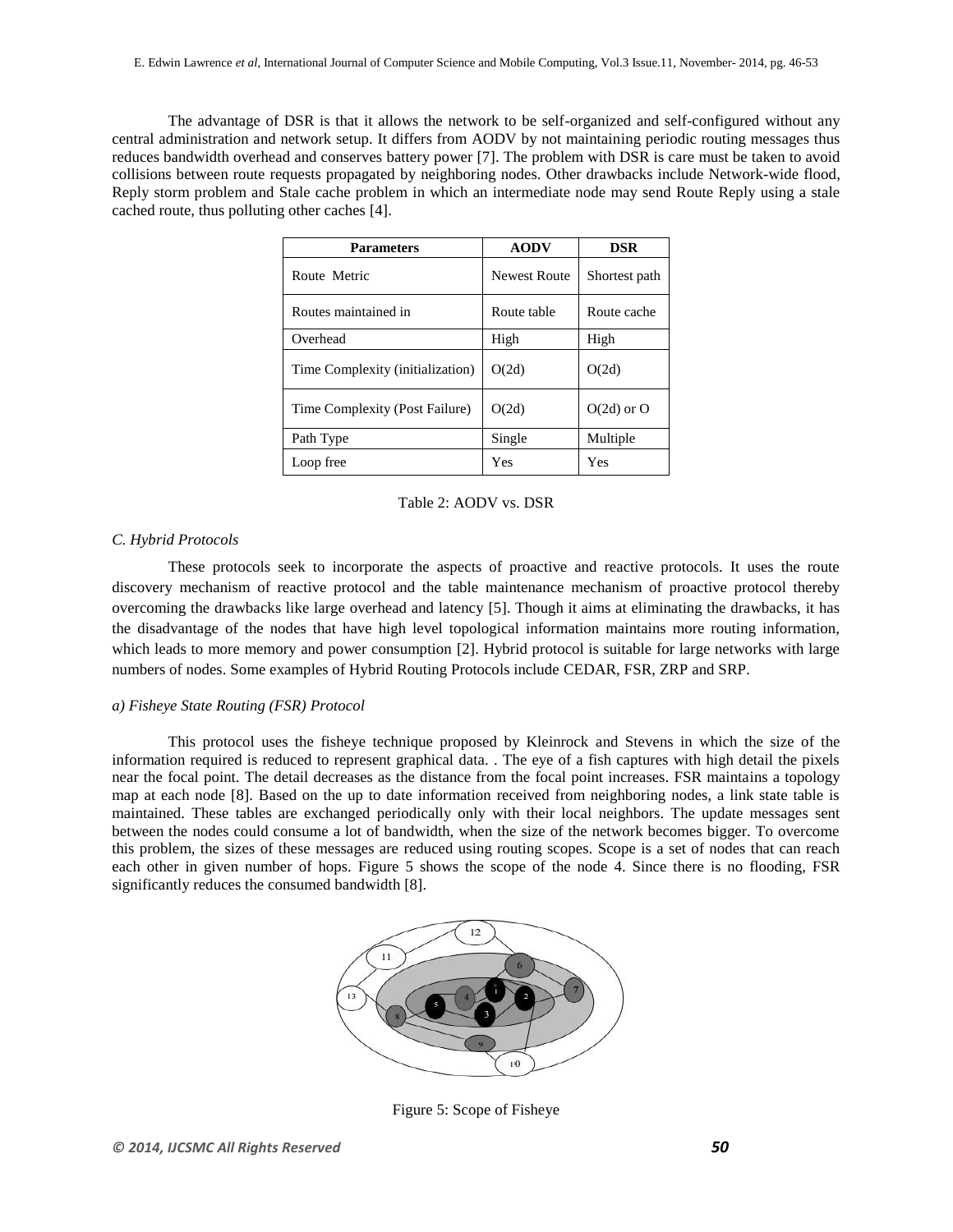The advantage of DSR is that it allows the network to be self-organized and self-configured without any central administration and network setup. It differs from AODV by not maintaining periodic routing messages thus reduces bandwidth overhead and conserves battery power [7]. The problem with DSR is care must be taken to avoid collisions between route requests propagated by neighboring nodes. Other drawbacks include Network-wide flood, Reply storm problem and Stale cache problem in which an intermediate node may send Route Reply using a stale cached route, thus polluting other caches [4].

| Parameters | AODV | DSR |
| --- | --- | --- |
| Route Metric | Newest Route | Shortest path |
| Routes maintained in | Route table | Route cache |
| Overhead | High | High |
| Time Complexity (initialization) | O(2d) | O(2d) |
| Time Complexity (Post Failure) | O(2d) | O(2d) or O |
| Path Type | Single | Multiple |
| Loop free | Yes | Yes |

Table 2: AODV vs. DSR

*C. Hybrid Protocols*

These protocols seek to incorporate the aspects of proactive and reactive protocols. It uses the route discovery mechanism of reactive protocol and the table maintenance mechanism of proactive protocol thereby overcoming the drawbacks like large overhead and latency [5]. Though it aims at eliminating the drawbacks, it has the disadvantage of the nodes that have high level topological information maintains more routing information, which leads to more memory and power consumption [2]. Hybrid protocol is suitable for large networks with large numbers of nodes. Some examples of Hybrid Routing Protocols include CEDAR, FSR, ZRP and SRP.

*a) Fisheye State Routing (FSR) Protocol*

This protocol uses the fisheye technique proposed by Kleinrock and Stevens in which the size of the information required is reduced to represent graphical data. . The eye of a fish captures with high detail the pixels near the focal point. The detail decreases as the distance from the focal point increases. FSR maintains a topology map at each node [8]. Based on the up to date information received from neighboring nodes, a link state table is maintained. These tables are exchanged periodically only with their local neighbors. The update messages sent between the nodes could consume a lot of bandwidth, when the size of the network becomes bigger. To overcome this problem, the sizes of these messages are reduced using routing scopes. Scope is a set of nodes that can reach each other in given number of hops. Figure 5 shows the scope of the node 4. Since there is no flooding, FSR significantly reduces the consumed bandwidth [8].

Figure 5: Scope of Fisheye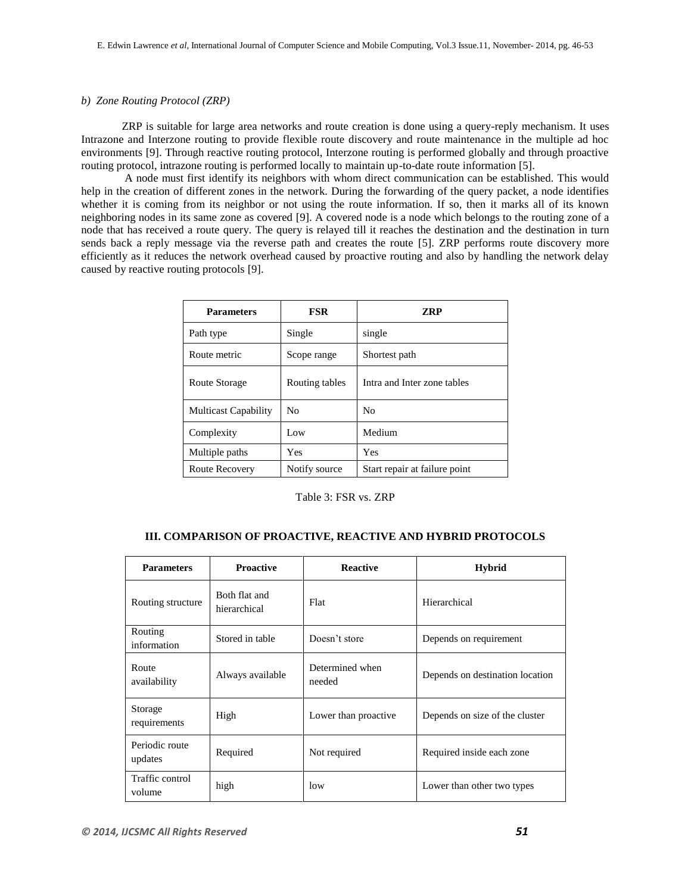### b) *Zone Routing Protocol (ZRP)*

ZRP is suitable for large area networks and route creation is done using a query-reply mechanism. It uses Intrazone and Interzone routing to provide flexible route discovery and route maintenance in the multiple ad hoc environments [9]. Through reactive routing protocol, Interzone routing is performed globally and through proactive routing protocol, intrazone routing is performed locally to maintain up-to-date route information [5].

A node must first identify its neighbors with whom direct communication can be established. This would help in the creation of different zones in the network. During the forwarding of the query packet, a node identifies whether it is coming from its neighbor or not using the route information. If so, then it marks all of its known neighboring nodes in its same zone as covered [9]. A covered node is a node which belongs to the routing zone of a node that has received a route query. The query is relayed till it reaches the destination and the destination in turn sends back a reply message via the reverse path and creates the route [5]. ZRP performs route discovery more efficiently as it reduces the network overhead caused by proactive routing and also by handling the network delay caused by reactive routing protocols [9].

| Parameters | FSR | ZRP |
|---|---|---|
| Path type | Single | single |
| Route metric | Scope range | Shortest path |
| Route Storage | Routing tables | Intra and Inter zone tables |
| Multicast Capability | No | No |
| Complexity | Low | Medium |
| Multiple paths | Yes | Yes |
| Route Recovery | Notify source | Start repair at failure point |

Table 3: FSR vs. ZRP

## III. COMPARISON OF PROACTIVE, REACTIVE AND HYBRID PROTOCOLS

| Parameters | Proactive | Reactive | Hybrid |
|---|---|---|---|
| Routing structure | Both flat and hierarchical | Flat | Hierarchical |
| Routing information | Stored in table | Doesn't store | Depends on requirement |
| Route availability | Always available | Determined when needed | Depends on destination location |
| Storage requirements | High | Lower than proactive | Depends on size of the cluster |
| Periodic route updates | Required | Not required | Required inside each zone |
| Traffic control volume | high | low | Lower than other two types |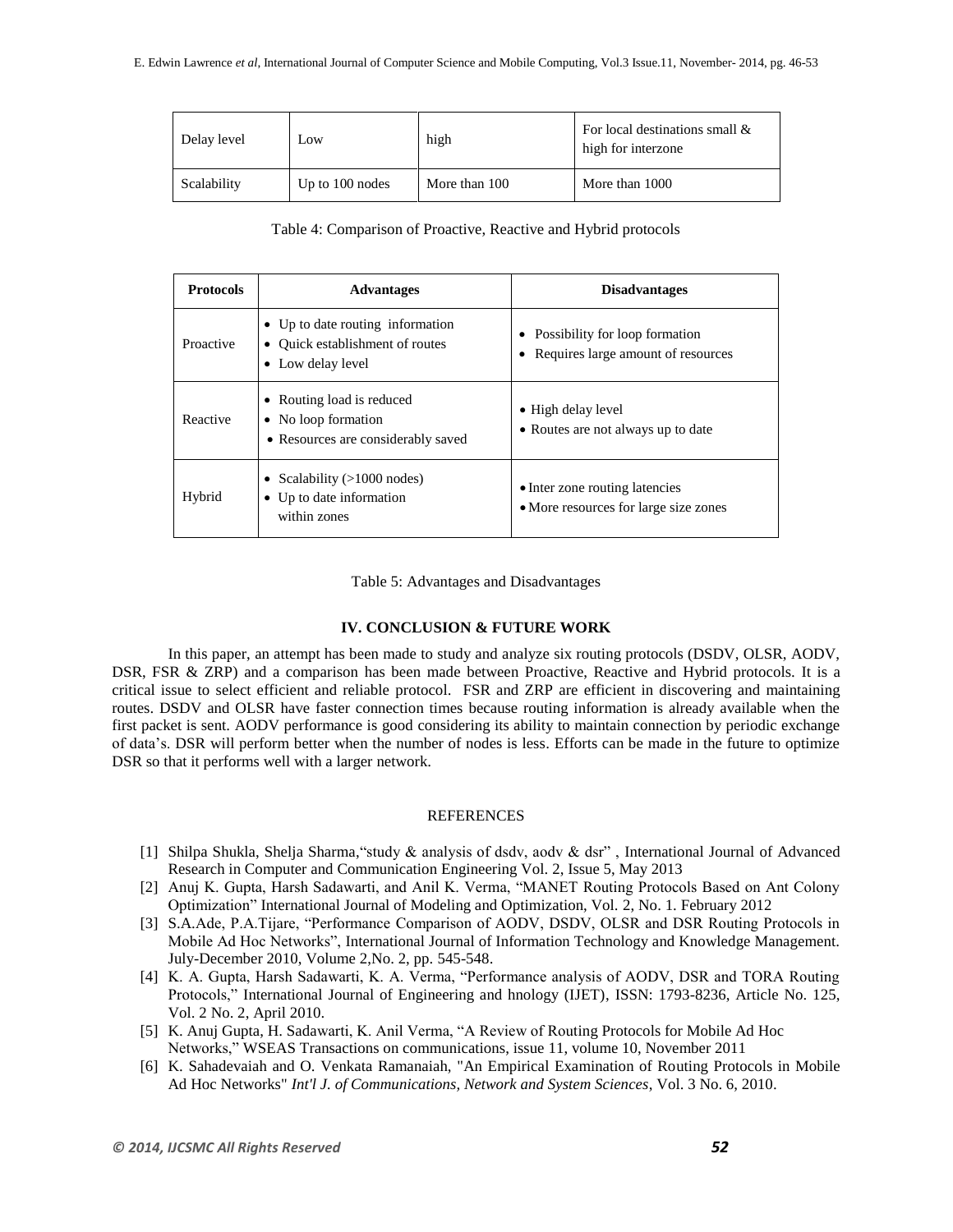| Delay level | Low | high | For local destinations small & high for interzone |
|---|---|---|---|
| Scalability | Up to 100 nodes | More than 100 | More than 1000 |

Table 4: Comparison of Proactive, Reactive and Hybrid protocols

| Protocols | Advantages | Disadvantages |
|---|---|---|
| Proactive | • Up to date routing information<br>• Quick establishment of routes<br>• Low delay level | • Possibility for loop formation<br>• Requires large amount of resources |
| Reactive | • Routing load is reduced<br>• No loop formation<br>• Resources are considerably saved | • High delay level<br>• Routes are not always up to date |
| Hybrid | • Scalability (>1000 nodes)<br>• Up to date information within zones | • Inter zone routing latencies<br>• More resources for large size zones |

Table 5: Advantages and Disadvantages

## IV. CONCLUSION & FUTURE WORK

In this paper, an attempt has been made to study and analyze six routing protocols (DSDV, OLSR, AODV, DSR, FSR & ZRP) and a comparison has been made between Proactive, Reactive and Hybrid protocols. It is a critical issue to select efficient and reliable protocol. FSR and ZRP are efficient in discovering and maintaining routes. DSDV and OLSR have faster connection times because routing information is already available when the first packet is sent. AODV performance is good considering its ability to maintain connection by periodic exchange of data's. DSR will perform better when the number of nodes is less. Efforts can be made in the future to optimize DSR so that it performs well with a larger network.

## REFERENCES

[1] Shilpa Shukla, Shelja Sharma,"study & analysis of dsdv, aodv & dsr" , International Journal of Advanced Research in Computer and Communication Engineering Vol. 2, Issue 5, May 2013

[2] Anuj K. Gupta, Harsh Sadawarti, and Anil K. Verma, "MANET Routing Protocols Based on Ant Colony Optimization" International Journal of Modeling and Optimization, Vol. 2, No. 1. February 2012

[3] S.A.Ade, P.A.Tijare, "Performance Comparison of AODV, DSDV, OLSR and DSR Routing Protocols in Mobile Ad Hoc Networks", International Journal of Information Technology and Knowledge Management. July-December 2010, Volume 2,No. 2, pp. 545-548.

[4] K. A. Gupta, Harsh Sadawarti, K. A. Verma, "Performance analysis of AODV, DSR and TORA Routing Protocols," International Journal of Engineering and hnology (IJET), ISSN: 1793-8236, Article No. 125, Vol. 2 No. 2, April 2010.

[5] K. Anuj Gupta, H. Sadawarti, K. Anil Verma, "A Review of Routing Protocols for Mobile Ad Hoc Networks," WSEAS Transactions on communications, issue 11, volume 10, November 2011

[6] K. Sahadevaiah and O. Venkata Ramanaiah, "An Empirical Examination of Routing Protocols in Mobile Ad Hoc Networks" *Int'l J. of Communications, Network and System Sciences*, Vol. 3 No. 6, 2010.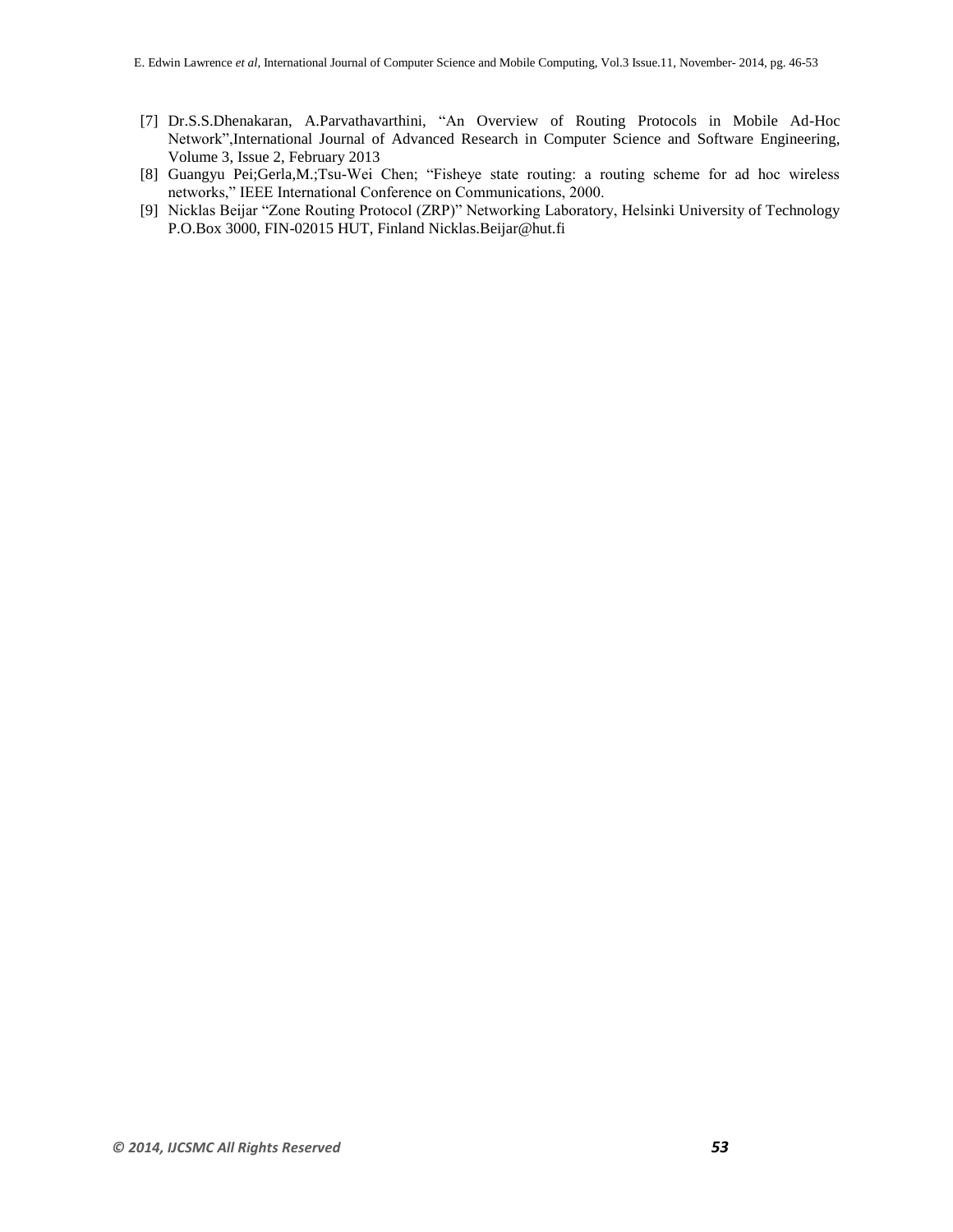[7] Dr.S.S.Dhenakaran, A.Parvathavarthini, "An Overview of Routing Protocols in Mobile Ad-Hoc Network",International Journal of Advanced Research in Computer Science and Software Engineering, Volume 3, Issue 2, February 2013

[8] Guangyu Pei;Gerla,M.;Tsu-Wei Chen; "Fisheye state routing: a routing scheme for ad hoc wireless networks," IEEE International Conference on Communications, 2000.

[9] Nicklas Beijar "Zone Routing Protocol (ZRP)" Networking Laboratory, Helsinki University of Technology P.O.Box 3000, FIN-02015 HUT, Finland Nicklas.Beijar@hut.fi